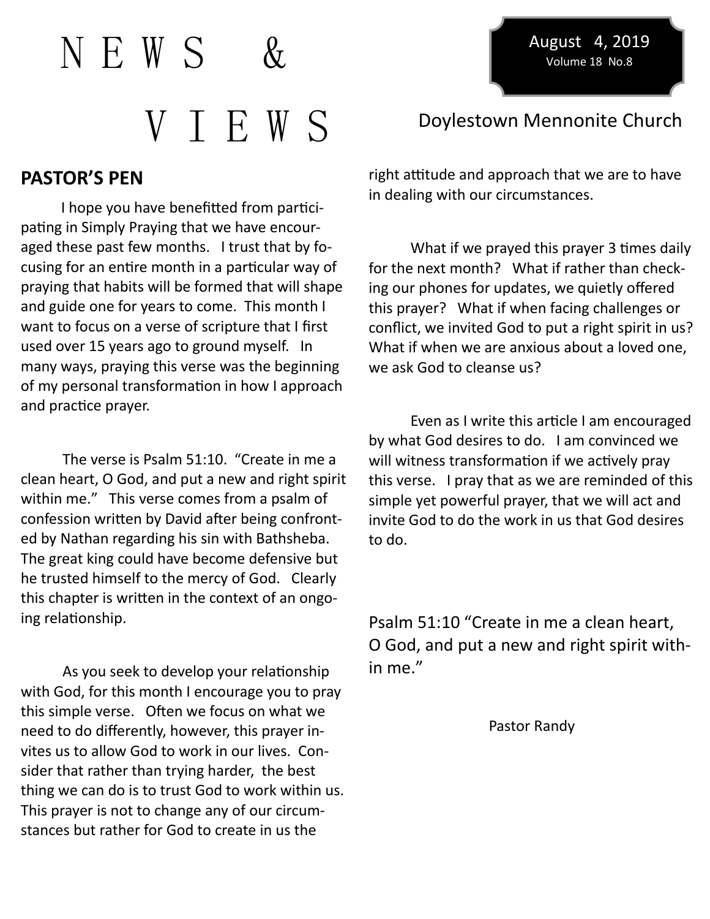# NEWS & VIEWS

August 4, 2019
Volume 18 No.8

Doylestown Mennonite Church

## PASTOR'S PEN

I hope you have benefitted from participating in Simply Praying that we have encouraged these past few months. I trust that by focusing for an entire month in a particular way of praying that habits will be formed that will shape and guide one for years to come. This month I want to focus on a verse of scripture that I first used over 15 years ago to ground myself. In many ways, praying this verse was the beginning of my personal transformation in how I approach and practice prayer.

The verse is Psalm 51:10. "Create in me a clean heart, O God, and put a new and right spirit within me." This verse comes from a psalm of confession written by David after being confronted by Nathan regarding his sin with Bathsheba. The great king could have become defensive but he trusted himself to the mercy of God. Clearly this chapter is written in the context of an ongoing relationship.

As you seek to develop your relationship with God, for this month I encourage you to pray this simple verse. Often we focus on what we need to do differently, however, this prayer invites us to allow God to work in our lives. Consider that rather than trying harder, the best thing we can do is to trust God to work within us. This prayer is not to change any of our circumstances but rather for God to create in us the right attitude and approach that we are to have in dealing with our circumstances.

What if we prayed this prayer 3 times daily for the next month? What if rather than checking our phones for updates, we quietly offered this prayer? What if when facing challenges or conflict, we invited God to put a right spirit in us? What if when we are anxious about a loved one, we ask God to cleanse us?

Even as I write this article I am encouraged by what God desires to do. I am convinced we will witness transformation if we actively pray this verse. I pray that as we are reminded of this simple yet powerful prayer, that we will act and invite God to do the work in us that God desires to do.

Psalm 51:10 "Create in me a clean heart, O God, and put a new and right spirit within me."

Pastor Randy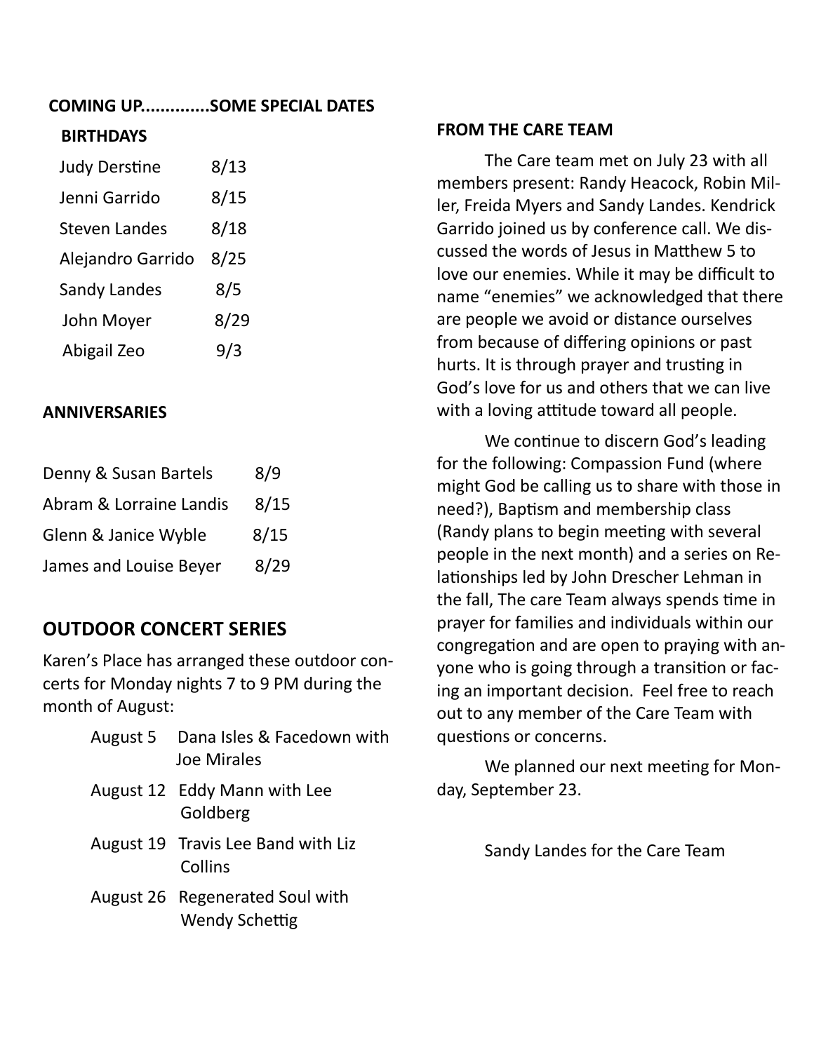**COMING UP.............SOME SPECIAL DATES**

**BIRTHDAYS**

| | |
|---|---|
| Judy Derstine | 8/13 |
| Jenni Garrido | 8/15 |
| Steven Landes | 8/18 |
| Alejandro Garrido | 8/25 |
| Sandy Landes | 8/5 |
| John Moyer | 8/29 |
| Abigail Zeo | 9/3 |

**ANNIVERSARIES**

| | |
|---|---|
| Denny & Susan Bartels | 8/9 |
| Abram & Lorraine Landis | 8/15 |
| Glenn & Janice Wyble | 8/15 |
| James and Louise Beyer | 8/29 |

## OUTDOOR CONCERT SERIES

Karen's Place has arranged these outdoor concerts for Monday nights 7 to 9 PM during the month of August:

- August 5 Dana Isles & Facedown with Joe Mirales
- August 12 Eddy Mann with Lee Goldberg
- August 19 Travis Lee Band with Liz Collins
- August 26 Regenerated Soul with Wendy Schettig

**FROM THE CARE TEAM**

The Care team met on July 23 with all members present: Randy Heacock, Robin Miller, Freida Myers and Sandy Landes. Kendrick Garrido joined us by conference call. We discussed the words of Jesus in Matthew 5 to love our enemies. While it may be difficult to name "enemies" we acknowledged that there are people we avoid or distance ourselves from because of differing opinions or past hurts. It is through prayer and trusting in God's love for us and others that we can live with a loving attitude toward all people.

We continue to discern God's leading for the following: Compassion Fund (where might God be calling us to share with those in need?), Baptism and membership class (Randy plans to begin meeting with several people in the next month) and a series on Relationships led by John Drescher Lehman in the fall, The care Team always spends time in prayer for families and individuals within our congregation and are open to praying with anyone who is going through a transition or facing an important decision. Feel free to reach out to any member of the Care Team with questions or concerns.

We planned our next meeting for Monday, September 23.

Sandy Landes for the Care Team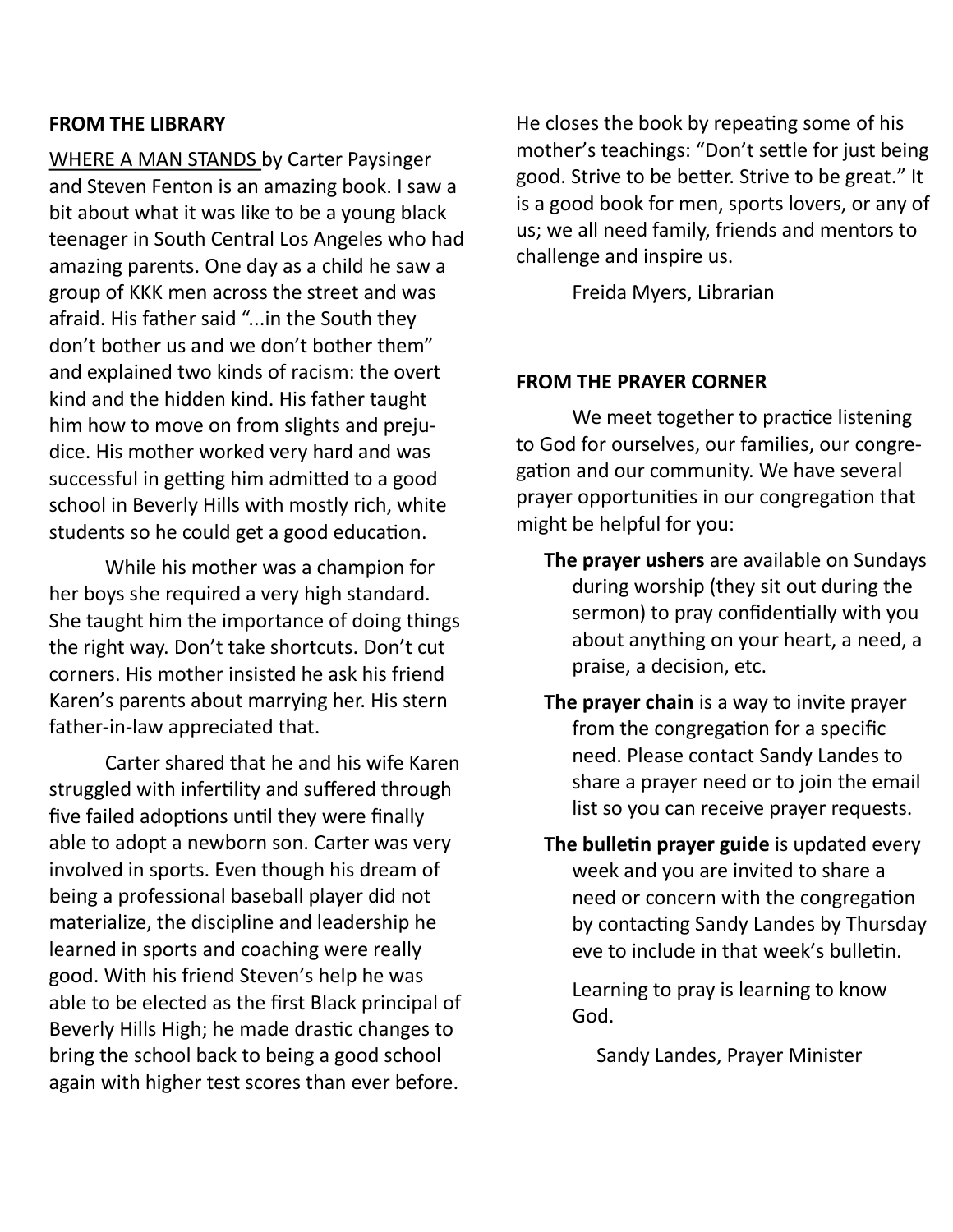## FROM THE LIBRARY

WHERE A MAN STANDS by Carter Paysinger and Steven Fenton is an amazing book. I saw a bit about what it was like to be a young black teenager in South Central Los Angeles who had amazing parents. One day as a child he saw a group of KKK men across the street and was afraid. His father said "...in the South they don't bother us and we don't bother them" and explained two kinds of racism: the overt kind and the hidden kind. His father taught him how to move on from slights and prejudice. His mother worked very hard and was successful in getting him admitted to a good school in Beverly Hills with mostly rich, white students so he could get a good education.

While his mother was a champion for her boys she required a very high standard. She taught him the importance of doing things the right way. Don't take shortcuts. Don't cut corners. His mother insisted he ask his friend Karen's parents about marrying her. His stern father-in-law appreciated that.

Carter shared that he and his wife Karen struggled with infertility and suffered through five failed adoptions until they were finally able to adopt a newborn son. Carter was very involved in sports. Even though his dream of being a professional baseball player did not materialize, the discipline and leadership he learned in sports and coaching were really good. With his friend Steven's help he was able to be elected as the first Black principal of Beverly Hills High; he made drastic changes to bring the school back to being a good school again with higher test scores than ever before. He closes the book by repeating some of his mother's teachings: "Don't settle for just being good. Strive to be better. Strive to be great." It is a good book for men, sports lovers, or any of us; we all need family, friends and mentors to challenge and inspire us.

Freida Myers, Librarian

## FROM THE PRAYER CORNER

We meet together to practice listening to God for ourselves, our families, our congregation and our community. We have several prayer opportunities in our congregation that might be helpful for you:

- **The prayer ushers** are available on Sundays during worship (they sit out during the sermon) to pray confidentially with you about anything on your heart, a need, a praise, a decision, etc.
- **The prayer chain** is a way to invite prayer from the congregation for a specific need. Please contact Sandy Landes to share a prayer need or to join the email list so you can receive prayer requests.
- **The bulletin prayer guide** is updated every week and you are invited to share a need or concern with the congregation by contacting Sandy Landes by Thursday eve to include in that week's bulletin.

Learning to pray is learning to know God.

Sandy Landes, Prayer Minister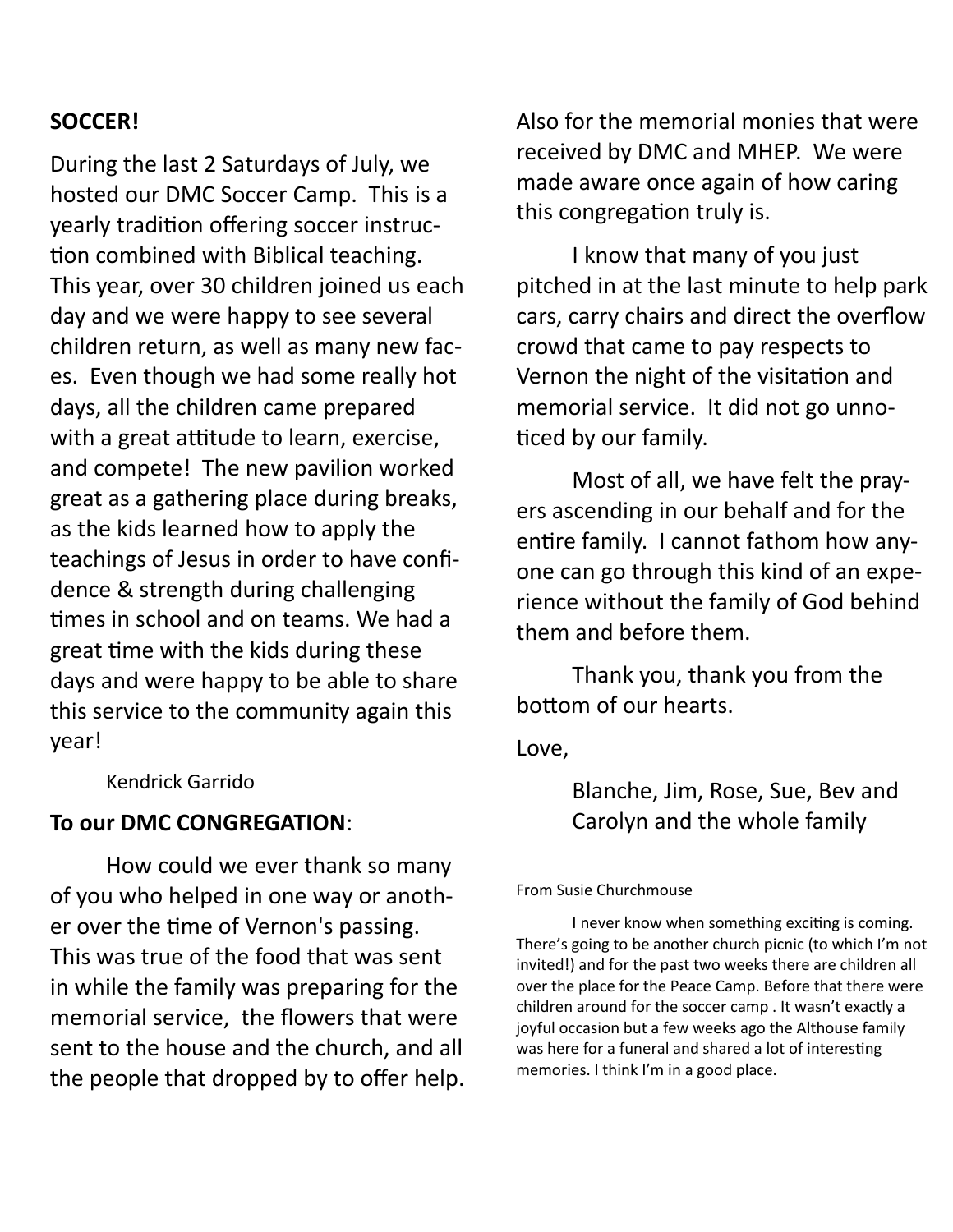**SOCCER!**

During the last 2 Saturdays of July, we hosted our DMC Soccer Camp. This is a yearly tradition offering soccer instruction combined with Biblical teaching. This year, over 30 children joined us each day and we were happy to see several children return, as well as many new faces. Even though we had some really hot days, all the children came prepared with a great attitude to learn, exercise, and compete! The new pavilion worked great as a gathering place during breaks, as the kids learned how to apply the teachings of Jesus in order to have confidence & strength during challenging times in school and on teams. We had a great time with the kids during these days and were happy to be able to share this service to the community again this year!

Kendrick Garrido

**To our DMC CONGREGATION**:

How could we ever thank so many of you who helped in one way or another over the time of Vernon's passing. This was true of the food that was sent in while the family was preparing for the memorial service, the flowers that were sent to the house and the church, and all the people that dropped by to offer help. Also for the memorial monies that were received by DMC and MHEP. We were made aware once again of how caring this congregation truly is.

I know that many of you just pitched in at the last minute to help park cars, carry chairs and direct the overflow crowd that came to pay respects to Vernon the night of the visitation and memorial service. It did not go unnoticed by our family.

Most of all, we have felt the prayers ascending in our behalf and for the entire family. I cannot fathom how anyone can go through this kind of an experience without the family of God behind them and before them.

Thank you, thank you from the bottom of our hearts.

Love,

Blanche, Jim, Rose, Sue, Bev and Carolyn and the whole family

From Susie Churchmouse

I never know when something exciting is coming. There's going to be another church picnic (to which I'm not invited!) and for the past two weeks there are children all over the place for the Peace Camp. Before that there were children around for the soccer camp . It wasn't exactly a joyful occasion but a few weeks ago the Althouse family was here for a funeral and shared a lot of interesting memories. I think I'm in a good place.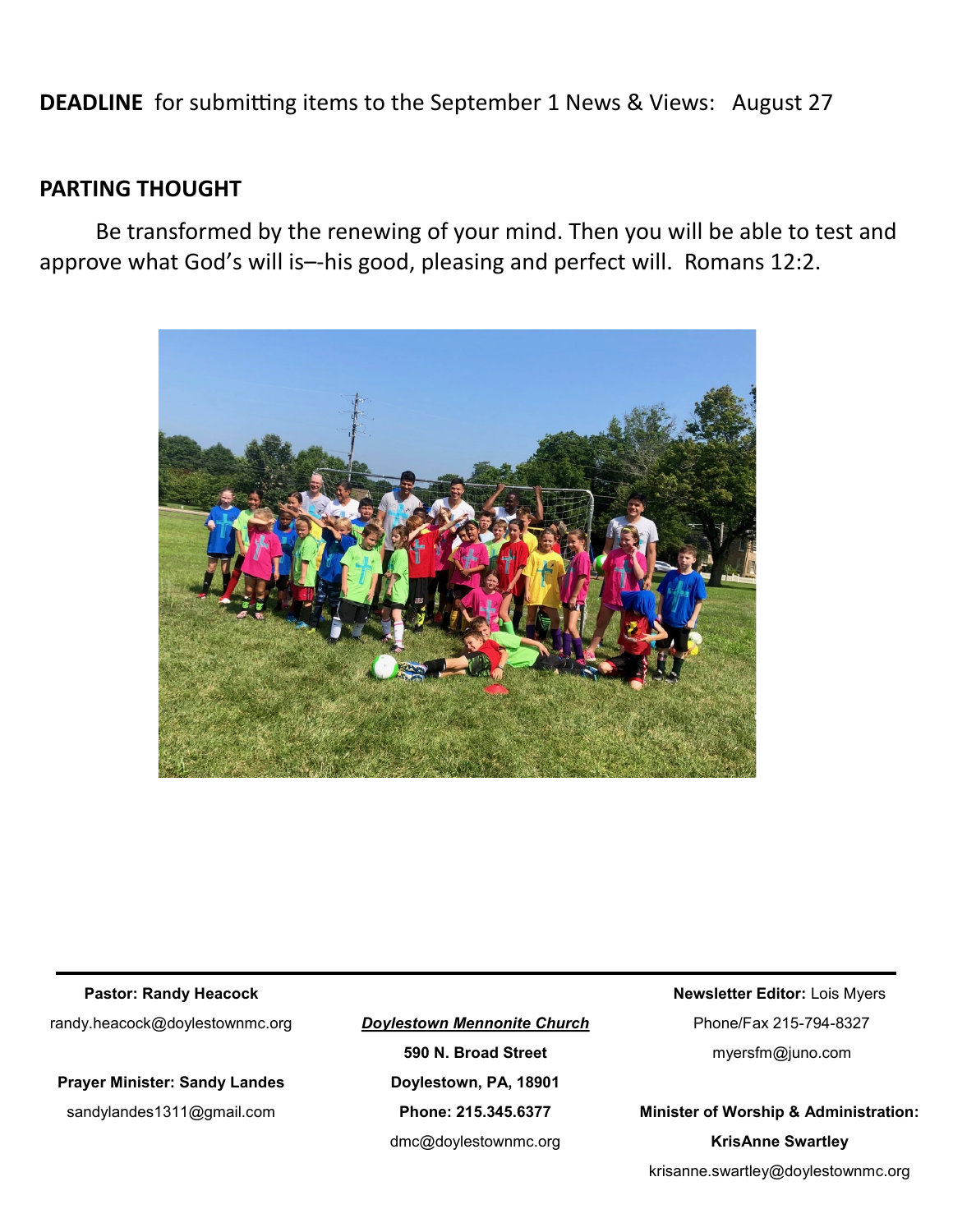**DEADLINE** for submitting items to the September 1 News & Views: August 27

## PARTING THOUGHT

Be transformed by the renewing of your mind. Then you will be able to test and approve what God's will is–-his good, pleasing and perfect will. Romans 12:2.

---

**Pastor: Randy Heacock**
randy.heacock@doylestownmc.org

**Prayer Minister: Sandy Landes**
sandylandes1311@gmail.com

***Doylestown Mennonite Church***
**590 N. Broad Street**
**Doylestown, PA, 18901**
**Phone: 215.345.6377**
dmc@doylestownmc.org

**Newsletter Editor:** Lois Myers
Phone/Fax 215-794-8327
myersfm@juno.com

**Minister of Worship & Administration:**
**KrisAnne Swartley**
krisanne.swartley@doylestownmc.org